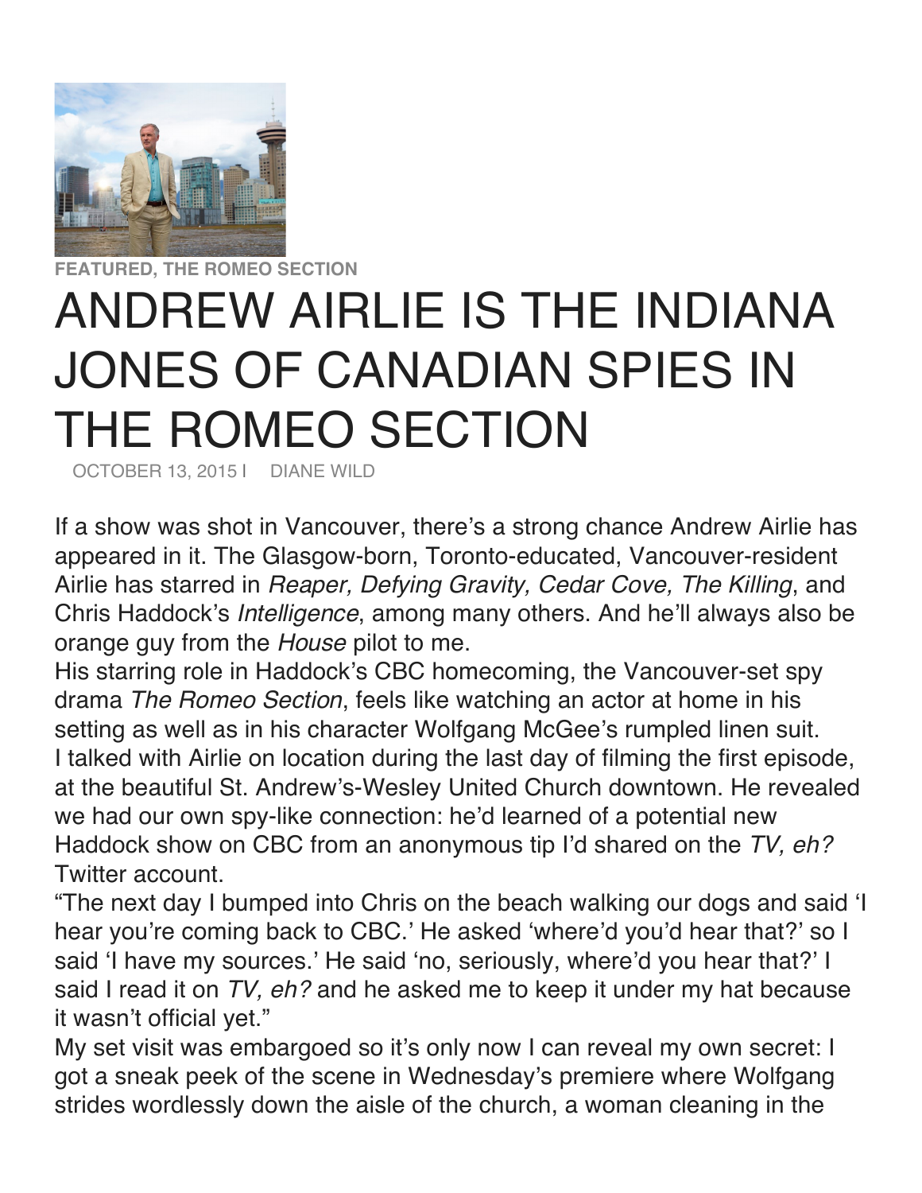FEATURED, THE ROMEO SECTION

# ANDREW AIRLIE IS THE INDIANA JONES OF CANADIAN SPIES IN THE ROMEO SECTION

OCTOBER 13, 2015 | DIANE WILD

If a show was shot in Vancouver, there's a strong chance Andrew Airlie has appeared in it. The Glasgow-born, Toronto-educated, Vancouver-resident Airlie has starred in *Reaper, Defying Gravity, Cedar Cove, The Killing*, and Chris Haddock's *Intelligence*, among many others. And he'll always also be orange guy from the *House* pilot to me.

His starring role in Haddock's CBC homecoming, the Vancouver-set spy drama *The Romeo Section*, feels like watching an actor at home in his setting as well as in his character Wolfgang McGee's rumpled linen suit.

I talked with Airlie on location during the last day of filming the first episode, at the beautiful St. Andrew's-Wesley United Church downtown. He revealed we had our own spy-like connection: he'd learned of a potential new Haddock show on CBC from an anonymous tip I'd shared on the *TV, eh?* Twitter account.

"The next day I bumped into Chris on the beach walking our dogs and said 'I hear you're coming back to CBC.' He asked 'where'd you'd hear that?' so I said 'I have my sources.' He said 'no, seriously, where'd you hear that?' I said I read it on *TV, eh?* and he asked me to keep it under my hat because it wasn't official yet."

My set visit was embargoed so it's only now I can reveal my own secret: I got a sneak peek of the scene in Wednesday's premiere where Wolfgang strides wordlessly down the aisle of the church, a woman cleaning in the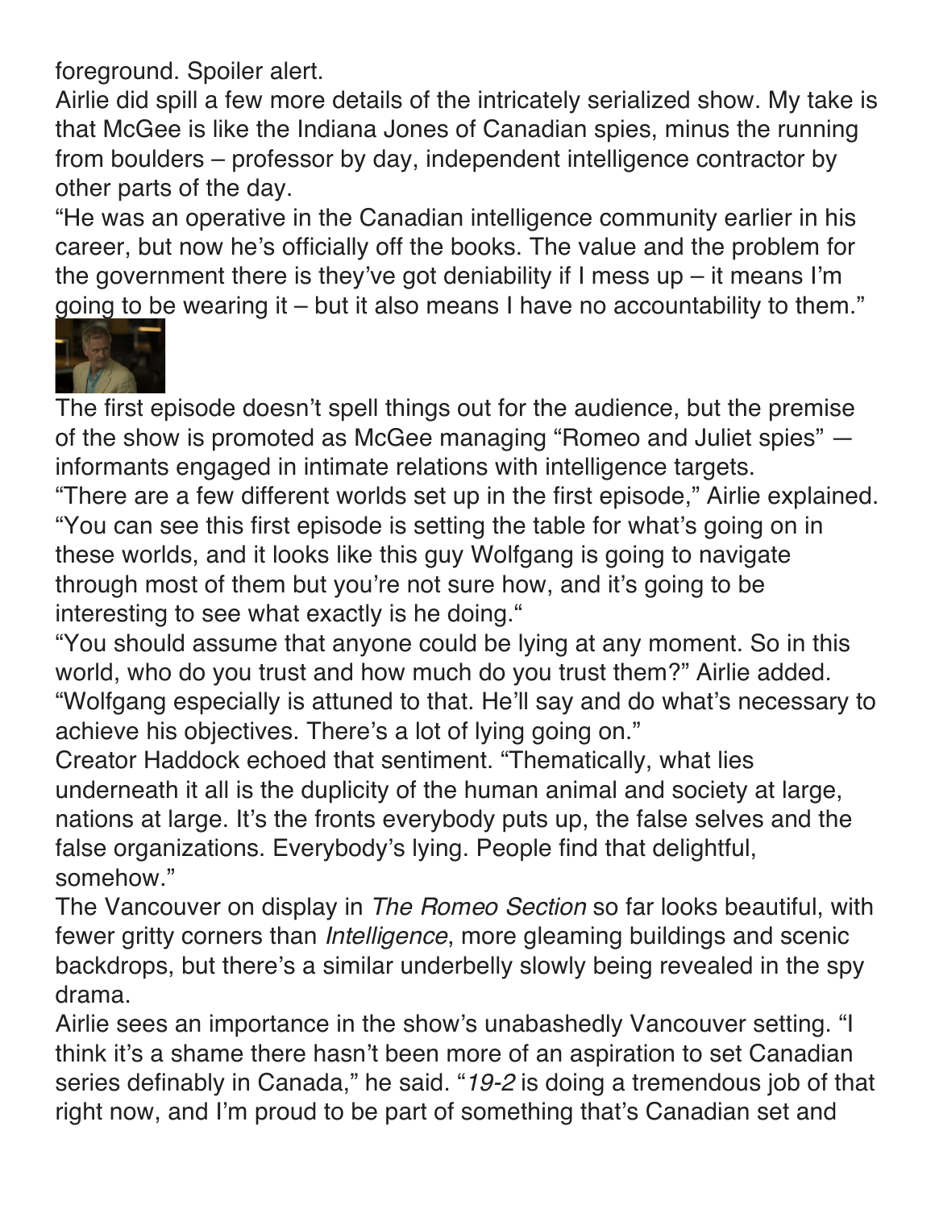foreground. Spoiler alert.

Airlie did spill a few more details of the intricately serialized show. My take is that McGee is like the Indiana Jones of Canadian spies, minus the running from boulders – professor by day, independent intelligence contractor by other parts of the day.

"He was an operative in the Canadian intelligence community earlier in his career, but now he's officially off the books. The value and the problem for the government there is they've got deniability if I mess up – it means I'm going to be wearing it – but it also means I have no accountability to them."

The first episode doesn't spell things out for the audience, but the premise of the show is promoted as McGee managing "Romeo and Juliet spies" — informants engaged in intimate relations with intelligence targets.

"There are a few different worlds set up in the first episode," Airlie explained. "You can see this first episode is setting the table for what's going on in these worlds, and it looks like this guy Wolfgang is going to navigate through most of them but you're not sure how, and it's going to be interesting to see what exactly is he doing."

"You should assume that anyone could be lying at any moment. So in this world, who do you trust and how much do you trust them?" Airlie added. "Wolfgang especially is attuned to that. He'll say and do what's necessary to achieve his objectives. There's a lot of lying going on."

Creator Haddock echoed that sentiment. "Thematically, what lies underneath it all is the duplicity of the human animal and society at large, nations at large. It's the fronts everybody puts up, the false selves and the false organizations. Everybody's lying. People find that delightful, somehow."

The Vancouver on display in *The Romeo Section* so far looks beautiful, with fewer gritty corners than *Intelligence*, more gleaming buildings and scenic backdrops, but there's a similar underbelly slowly being revealed in the spy drama.

Airlie sees an importance in the show's unabashedly Vancouver setting. "I think it's a shame there hasn't been more of an aspiration to set Canadian series definably in Canada," he said. "*19-2* is doing a tremendous job of that right now, and I'm proud to be part of something that's Canadian set and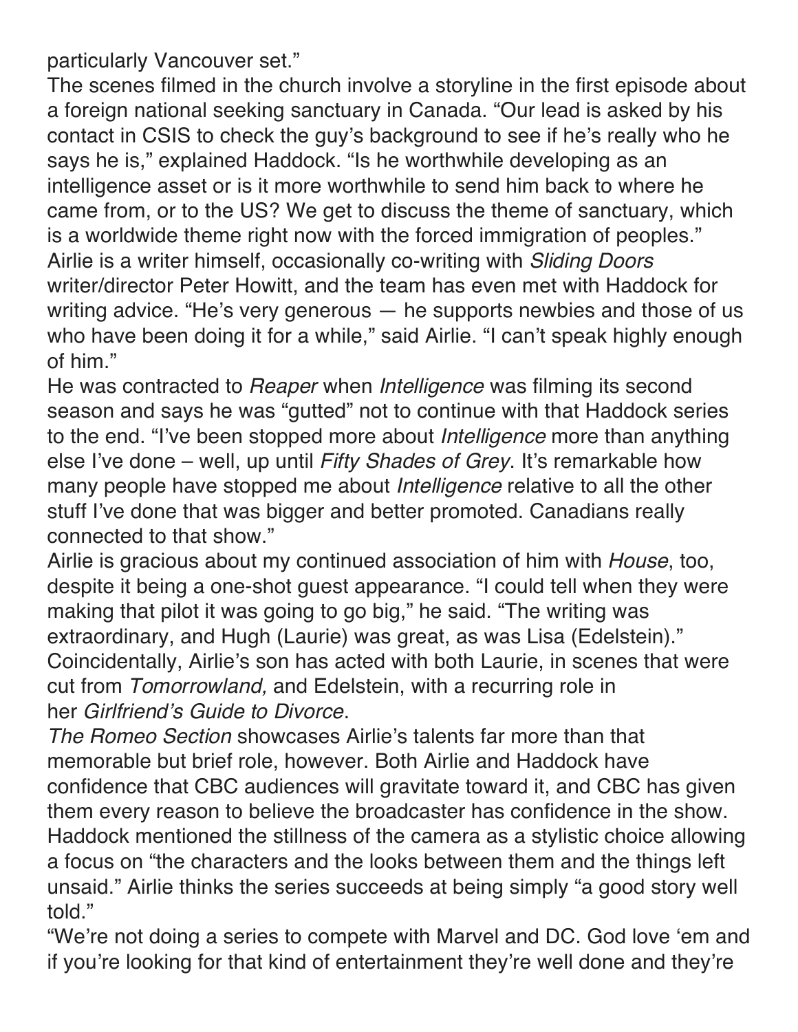particularly Vancouver set."

The scenes filmed in the church involve a storyline in the first episode about a foreign national seeking sanctuary in Canada. "Our lead is asked by his contact in CSIS to check the guy's background to see if he's really who he says he is," explained Haddock. "Is he worthwhile developing as an intelligence asset or is it more worthwhile to send him back to where he came from, or to the US? We get to discuss the theme of sanctuary, which is a worldwide theme right now with the forced immigration of peoples."

Airlie is a writer himself, occasionally co-writing with *Sliding Doors* writer/director Peter Howitt, and the team has even met with Haddock for writing advice. "He's very generous — he supports newbies and those of us who have been doing it for a while," said Airlie. "I can't speak highly enough of him."

He was contracted to *Reaper* when *Intelligence* was filming its second season and says he was "gutted" not to continue with that Haddock series to the end. "I've been stopped more about *Intelligence* more than anything else I've done – well, up until *Fifty Shades of Grey*. It's remarkable how many people have stopped me about *Intelligence* relative to all the other stuff I've done that was bigger and better promoted. Canadians really connected to that show."

Airlie is gracious about my continued association of him with *House*, too, despite it being a one-shot guest appearance. "I could tell when they were making that pilot it was going to go big," he said. "The writing was extraordinary, and Hugh (Laurie) was great, as was Lisa (Edelstein)." Coincidentally, Airlie's son has acted with both Laurie, in scenes that were cut from *Tomorrowland,* and Edelstein, with a recurring role in her *Girlfriend's Guide to Divorce*.

*The Romeo Section* showcases Airlie's talents far more than that memorable but brief role, however. Both Airlie and Haddock have confidence that CBC audiences will gravitate toward it, and CBC has given them every reason to believe the broadcaster has confidence in the show. Haddock mentioned the stillness of the camera as a stylistic choice allowing a focus on "the characters and the looks between them and the things left unsaid." Airlie thinks the series succeeds at being simply "a good story well told."

"We're not doing a series to compete with Marvel and DC. God love 'em and if you're looking for that kind of entertainment they're well done and they're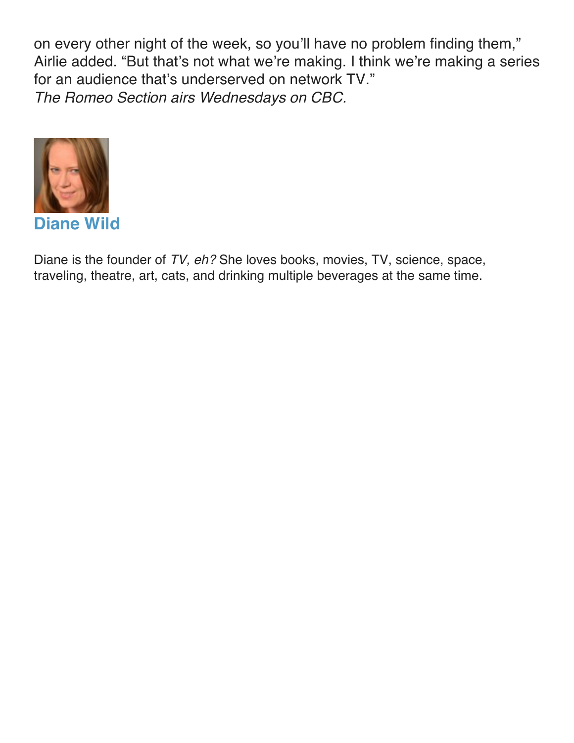on every other night of the week, so you'll have no problem finding them," Airlie added. "But that's not what we're making. I think we're making a series for an audience that's underserved on network TV."

*The Romeo Section airs Wednesdays on CBC.*

**Diane Wild**

Diane is the founder of *TV, eh?* She loves books, movies, TV, science, space, traveling, theatre, art, cats, and drinking multiple beverages at the same time.